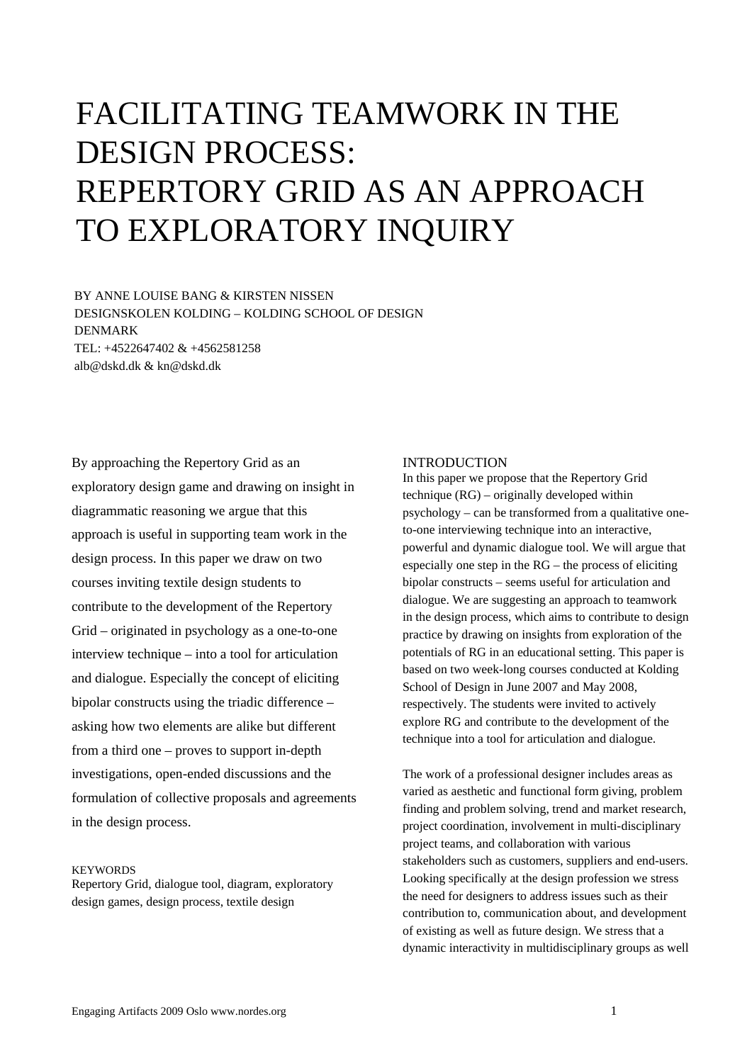# FACILITATING TEAMWORK IN THE DESIGN PROCESS: REPERTORY GRID AS AN APPROACH TO EXPLORATORY INQUIRY

BY ANNE LOUISE BANG & KIRSTEN NISSEN
DESIGNSKOLEN KOLDING – KOLDING SCHOOL OF DESIGN
DENMARK
TEL: +4522647402 & +4562581258
alb@dskd.dk & kn@dskd.dk

By approaching the Repertory Grid as an exploratory design game and drawing on insight in diagrammatic reasoning we argue that this approach is useful in supporting team work in the design process. In this paper we draw on two courses inviting textile design students to contribute to the development of the Repertory Grid – originated in psychology as a one-to-one interview technique – into a tool for articulation and dialogue. Especially the concept of eliciting bipolar constructs using the triadic difference – asking how two elements are alike but different from a third one – proves to support in-depth investigations, open-ended discussions and the formulation of collective proposals and agreements in the design process.

KEYWORDS
Repertory Grid, dialogue tool, diagram, exploratory design games, design process, textile design

## INTRODUCTION

In this paper we propose that the Repertory Grid technique (RG) – originally developed within psychology – can be transformed from a qualitative one-to-one interviewing technique into an interactive, powerful and dynamic dialogue tool. We will argue that especially one step in the RG – the process of eliciting bipolar constructs – seems useful for articulation and dialogue. We are suggesting an approach to teamwork in the design process, which aims to contribute to design practice by drawing on insights from exploration of the potentials of RG in an educational setting. This paper is based on two week-long courses conducted at Kolding School of Design in June 2007 and May 2008, respectively. The students were invited to actively explore RG and contribute to the development of the technique into a tool for articulation and dialogue.

The work of a professional designer includes areas as varied as aesthetic and functional form giving, problem finding and problem solving, trend and market research, project coordination, involvement in multi-disciplinary project teams, and collaboration with various stakeholders such as customers, suppliers and end-users. Looking specifically at the design profession we stress the need for designers to address issues such as their contribution to, communication about, and development of existing as well as future design. We stress that a dynamic interactivity in multidisciplinary groups as well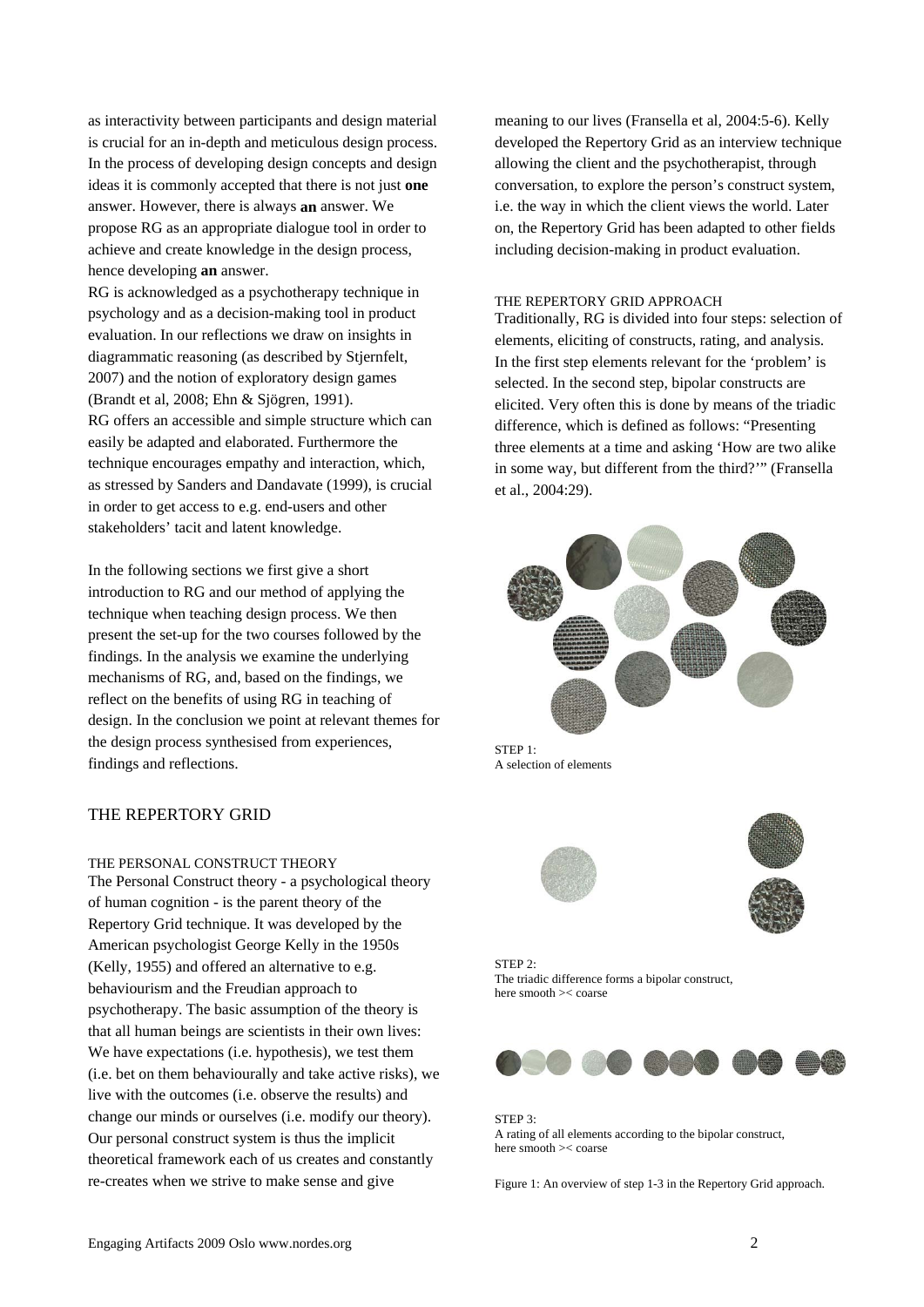as interactivity between participants and design material is crucial for an in-depth and meticulous design process. In the process of developing design concepts and design ideas it is commonly accepted that there is not just **one** answer. However, there is always **an** answer. We propose RG as an appropriate dialogue tool in order to achieve and create knowledge in the design process, hence developing **an** answer.

RG is acknowledged as a psychotherapy technique in psychology and as a decision-making tool in product evaluation. In our reflections we draw on insights in diagrammatic reasoning (as described by Stjernfelt, 2007) and the notion of exploratory design games (Brandt et al, 2008; Ehn & Sjögren, 1991).

RG offers an accessible and simple structure which can easily be adapted and elaborated. Furthermore the technique encourages empathy and interaction, which, as stressed by Sanders and Dandavate (1999), is crucial in order to get access to e.g. end-users and other stakeholders' tacit and latent knowledge.

In the following sections we first give a short introduction to RG and our method of applying the technique when teaching design process. We then present the set-up for the two courses followed by the findings. In the analysis we examine the underlying mechanisms of RG, and, based on the findings, we reflect on the benefits of using RG in teaching of design. In the conclusion we point at relevant themes for the design process synthesised from experiences, findings and reflections.

## THE REPERTORY GRID

### THE PERSONAL CONSTRUCT THEORY

The Personal Construct theory - a psychological theory of human cognition - is the parent theory of the Repertory Grid technique. It was developed by the American psychologist George Kelly in the 1950s (Kelly, 1955) and offered an alternative to e.g. behaviourism and the Freudian approach to psychotherapy. The basic assumption of the theory is that all human beings are scientists in their own lives: We have expectations (i.e. hypothesis), we test them (i.e. bet on them behaviourally and take active risks), we live with the outcomes (i.e. observe the results) and change our minds or ourselves (i.e. modify our theory). Our personal construct system is thus the implicit theoretical framework each of us creates and constantly re-creates when we strive to make sense and give meaning to our lives (Fransella et al, 2004:5-6). Kelly developed the Repertory Grid as an interview technique allowing the client and the psychotherapist, through conversation, to explore the person's construct system, i.e. the way in which the client views the world. Later on, the Repertory Grid has been adapted to other fields including decision-making in product evaluation.

### THE REPERTORY GRID APPROACH

Traditionally, RG is divided into four steps: selection of elements, eliciting of constructs, rating, and analysis. In the first step elements relevant for the 'problem' is selected. In the second step, bipolar constructs are elicited. Very often this is done by means of the triadic difference, which is defined as follows: "Presenting three elements at a time and asking 'How are two alike in some way, but different from the third?'" (Fransella et al., 2004:29).

STEP 1:
A selection of elements

STEP 2:
The triadic difference forms a bipolar construct, here smooth >< coarse

STEP 3:
A rating of all elements according to the bipolar construct, here smooth >< coarse

Figure 1: An overview of step 1-3 in the Repertory Grid approach.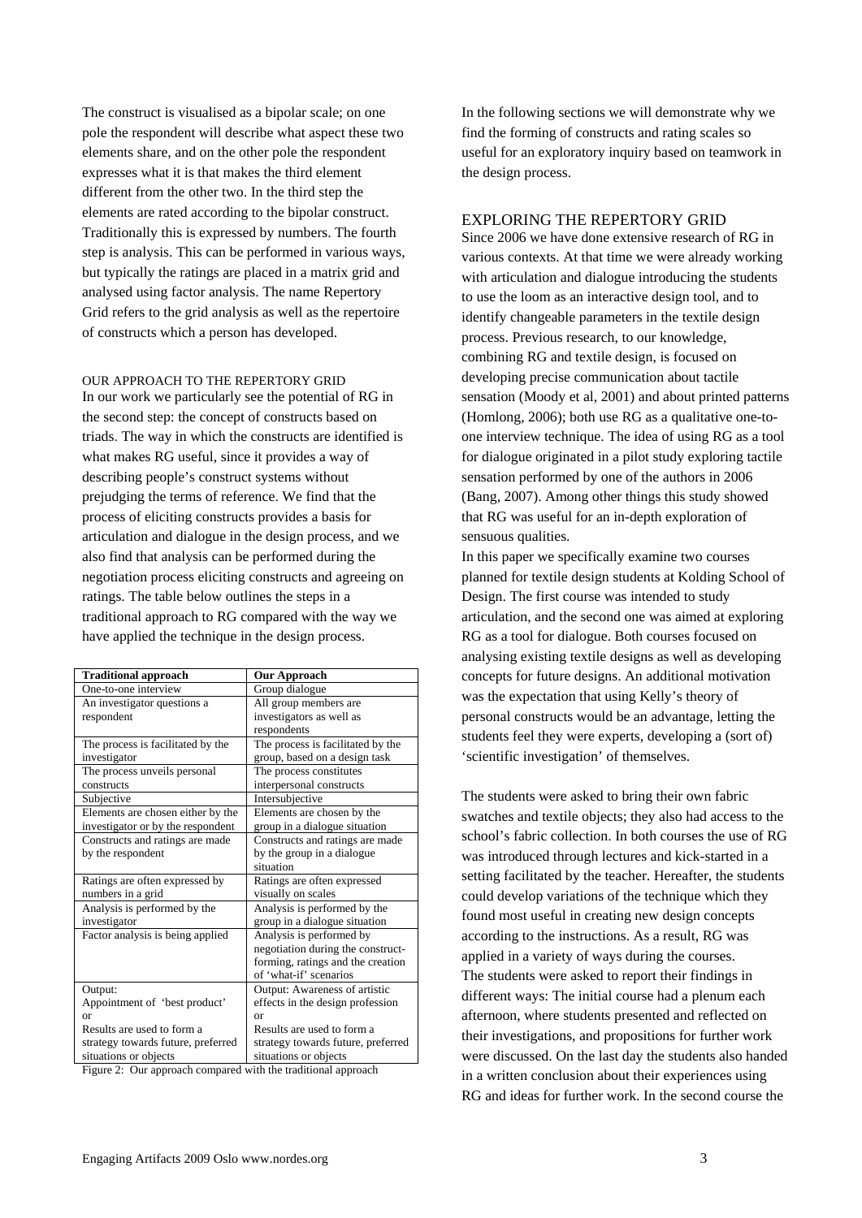The construct is visualised as a bipolar scale; on one pole the respondent will describe what aspect these two elements share, and on the other pole the respondent expresses what it is that makes the third element different from the other two. In the third step the elements are rated according to the bipolar construct. Traditionally this is expressed by numbers. The fourth step is analysis. This can be performed in various ways, but typically the ratings are placed in a matrix grid and analysed using factor analysis. The name Repertory Grid refers to the grid analysis as well as the repertoire of constructs which a person has developed.

### OUR APPROACH TO THE REPERTORY GRID

In our work we particularly see the potential of RG in the second step: the concept of constructs based on triads. The way in which the constructs are identified is what makes RG useful, since it provides a way of describing people's construct systems without prejudging the terms of reference. We find that the process of eliciting constructs provides a basis for articulation and dialogue in the design process, and we also find that analysis can be performed during the negotiation process eliciting constructs and agreeing on ratings. The table below outlines the steps in a traditional approach to RG compared with the way we have applied the technique in the design process.

| Traditional approach | Our Approach |
|---|---|
| One-to-one interview | Group dialogue |
| An investigator questions a respondent | All group members are investigators as well as respondents |
| The process is facilitated by the investigator | The process is facilitated by the group, based on a design task |
| The process unveils personal constructs | The process constitutes interpersonal constructs |
| Subjective | Intersubjective |
| Elements are chosen either by the investigator or by the respondent | Elements are chosen by the group in a dialogue situation |
| Constructs and ratings are made by the respondent | Constructs and ratings are made by the group in a dialogue situation |
| Ratings are often expressed by numbers in a grid | Ratings are often expressed visually on scales |
| Analysis is performed by the investigator | Analysis is performed by the group in a dialogue situation |
| Factor analysis is being applied | Analysis is performed by negotiation during the construct-forming, ratings and the creation of 'what-if' scenarios |
| Output: Appointment of 'best product' or Results are used to form a strategy towards future, preferred situations or objects | Output: Awareness of artistic effects in the design profession or Results are used to form a strategy towards future, preferred situations or objects |

Figure 2: Our approach compared with the traditional approach

In the following sections we will demonstrate why we find the forming of constructs and rating scales so useful for an exploratory inquiry based on teamwork in the design process.

## EXPLORING THE REPERTORY GRID

Since 2006 we have done extensive research of RG in various contexts. At that time we were already working with articulation and dialogue introducing the students to use the loom as an interactive design tool, and to identify changeable parameters in the textile design process. Previous research, to our knowledge, combining RG and textile design, is focused on developing precise communication about tactile sensation (Moody et al, 2001) and about printed patterns (Homlong, 2006); both use RG as a qualitative one-to-one interview technique. The idea of using RG as a tool for dialogue originated in a pilot study exploring tactile sensation performed by one of the authors in 2006 (Bang, 2007). Among other things this study showed that RG was useful for an in-depth exploration of sensuous qualities.

In this paper we specifically examine two courses planned for textile design students at Kolding School of Design. The first course was intended to study articulation, and the second one was aimed at exploring RG as a tool for dialogue. Both courses focused on analysing existing textile designs as well as developing concepts for future designs. An additional motivation was the expectation that using Kelly's theory of personal constructs would be an advantage, letting the students feel they were experts, developing a (sort of) 'scientific investigation' of themselves.

The students were asked to bring their own fabric swatches and textile objects; they also had access to the school's fabric collection. In both courses the use of RG was introduced through lectures and kick-started in a setting facilitated by the teacher. Hereafter, the students could develop variations of the technique which they found most useful in creating new design concepts according to the instructions. As a result, RG was applied in a variety of ways during the courses.

The students were asked to report their findings in different ways: The initial course had a plenum each afternoon, where students presented and reflected on their investigations, and propositions for further work were discussed. On the last day the students also handed in a written conclusion about their experiences using RG and ideas for further work. In the second course the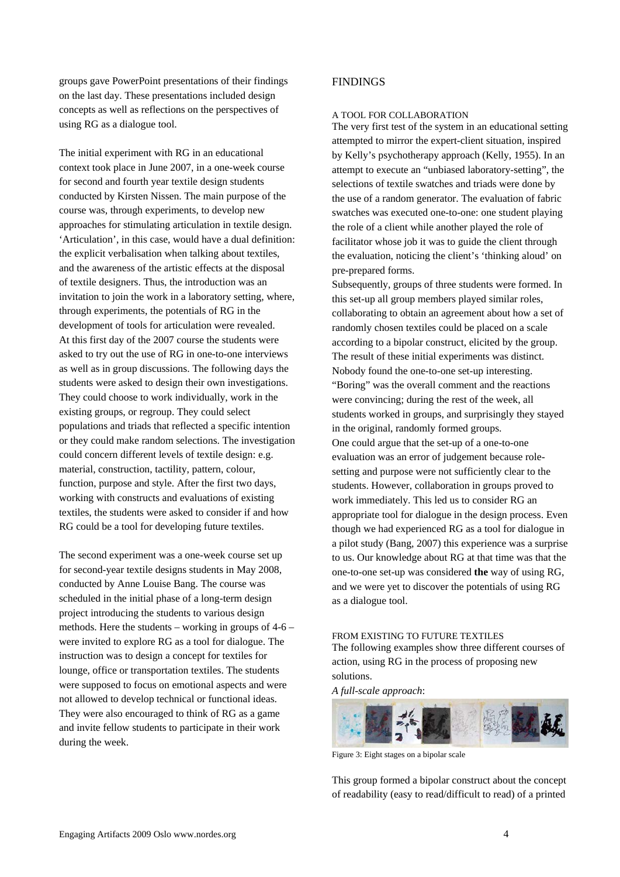groups gave PowerPoint presentations of their findings on the last day. These presentations included design concepts as well as reflections on the perspectives of using RG as a dialogue tool.

The initial experiment with RG in an educational context took place in June 2007, in a one-week course for second and fourth year textile design students conducted by Kirsten Nissen. The main purpose of the course was, through experiments, to develop new approaches for stimulating articulation in textile design. 'Articulation', in this case, would have a dual definition: the explicit verbalisation when talking about textiles, and the awareness of the artistic effects at the disposal of textile designers. Thus, the introduction was an invitation to join the work in a laboratory setting, where, through experiments, the potentials of RG in the development of tools for articulation were revealed. At this first day of the 2007 course the students were asked to try out the use of RG in one-to-one interviews as well as in group discussions. The following days the students were asked to design their own investigations. They could choose to work individually, work in the existing groups, or regroup. They could select populations and triads that reflected a specific intention or they could make random selections. The investigation could concern different levels of textile design: e.g. material, construction, tactility, pattern, colour, function, purpose and style. After the first two days, working with constructs and evaluations of existing textiles, the students were asked to consider if and how RG could be a tool for developing future textiles.

The second experiment was a one-week course set up for second-year textile designs students in May 2008, conducted by Anne Louise Bang. The course was scheduled in the initial phase of a long-term design project introducing the students to various design methods. Here the students – working in groups of 4-6 – were invited to explore RG as a tool for dialogue. The instruction was to design a concept for textiles for lounge, office or transportation textiles. The students were supposed to focus on emotional aspects and were not allowed to develop technical or functional ideas. They were also encouraged to think of RG as a game and invite fellow students to participate in their work during the week.

## FINDINGS

### A TOOL FOR COLLABORATION

The very first test of the system in an educational setting attempted to mirror the expert-client situation, inspired by Kelly's psychotherapy approach (Kelly, 1955). In an attempt to execute an "unbiased laboratory-setting", the selections of textile swatches and triads were done by the use of a random generator. The evaluation of fabric swatches was executed one-to-one: one student playing the role of a client while another played the role of facilitator whose job it was to guide the client through the evaluation, noticing the client's 'thinking aloud' on pre-prepared forms.

Subsequently, groups of three students were formed. In this set-up all group members played similar roles, collaborating to obtain an agreement about how a set of randomly chosen textiles could be placed on a scale according to a bipolar construct, elicited by the group. The result of these initial experiments was distinct. Nobody found the one-to-one set-up interesting. "Boring" was the overall comment and the reactions were convincing; during the rest of the week, all students worked in groups, and surprisingly they stayed in the original, randomly formed groups.

One could argue that the set-up of a one-to-one evaluation was an error of judgement because role-setting and purpose were not sufficiently clear to the students. However, collaboration in groups proved to work immediately. This led us to consider RG an appropriate tool for dialogue in the design process. Even though we had experienced RG as a tool for dialogue in a pilot study (Bang, 2007) this experience was a surprise to us. Our knowledge about RG at that time was that the one-to-one set-up was considered **the** way of using RG, and we were yet to discover the potentials of using RG as a dialogue tool.

### FROM EXISTING TO FUTURE TEXTILES

The following examples show three different courses of action, using RG in the process of proposing new solutions.

*A full-scale approach*:

Figure 3: Eight stages on a bipolar scale

This group formed a bipolar construct about the concept of readability (easy to read/difficult to read) of a printed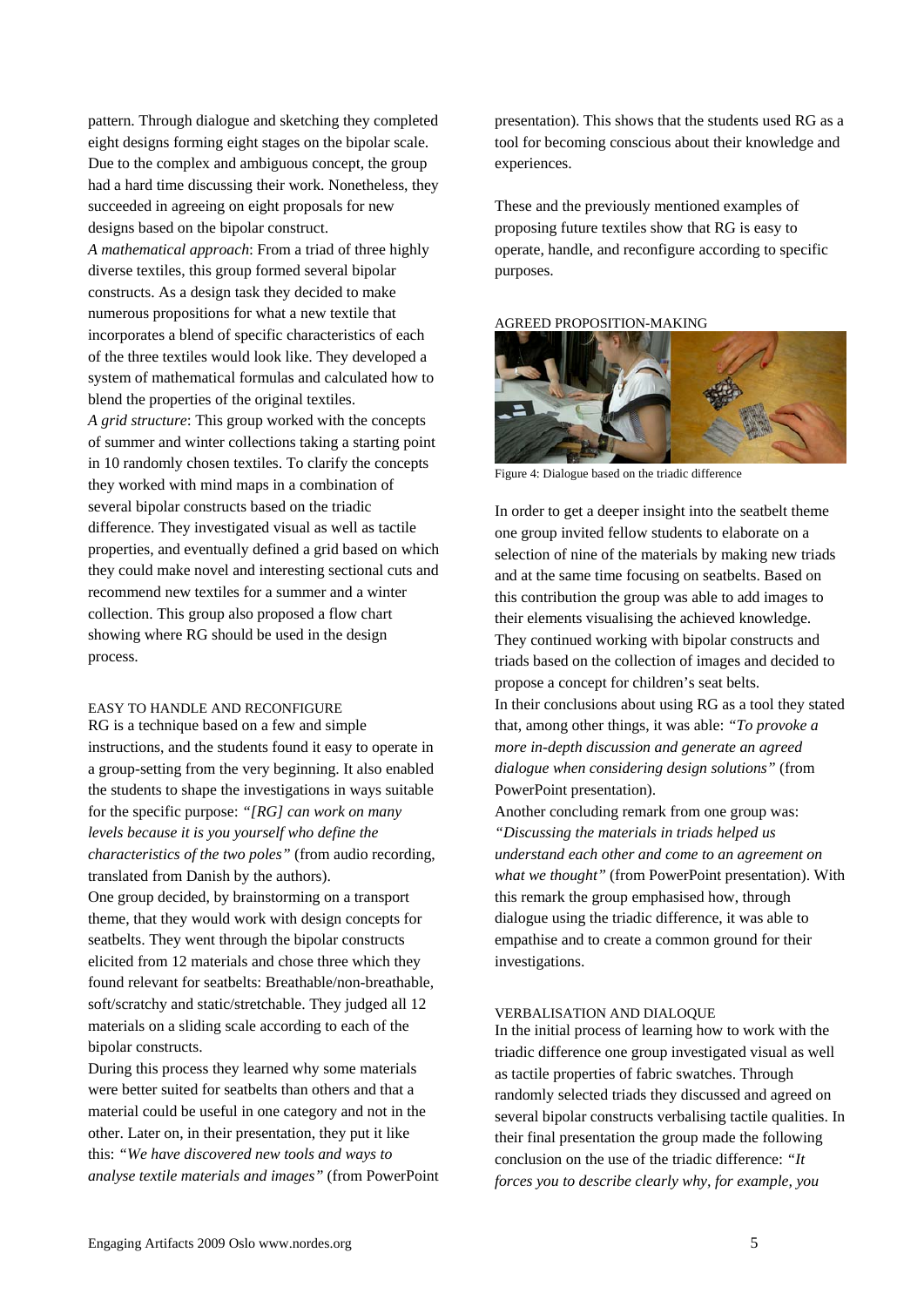pattern. Through dialogue and sketching they completed eight designs forming eight stages on the bipolar scale. Due to the complex and ambiguous concept, the group had a hard time discussing their work. Nonetheless, they succeeded in agreeing on eight proposals for new designs based on the bipolar construct.

*A mathematical approach*: From a triad of three highly diverse textiles, this group formed several bipolar constructs. As a design task they decided to make numerous propositions for what a new textile that incorporates a blend of specific characteristics of each of the three textiles would look like. They developed a system of mathematical formulas and calculated how to blend the properties of the original textiles.

*A grid structure*: This group worked with the concepts of summer and winter collections taking a starting point in 10 randomly chosen textiles. To clarify the concepts they worked with mind maps in a combination of several bipolar constructs based on the triadic difference. They investigated visual as well as tactile properties, and eventually defined a grid based on which they could make novel and interesting sectional cuts and recommend new textiles for a summer and a winter collection. This group also proposed a flow chart showing where RG should be used in the design process.

## EASY TO HANDLE AND RECONFIGURE

RG is a technique based on a few and simple instructions, and the students found it easy to operate in a group-setting from the very beginning. It also enabled the students to shape the investigations in ways suitable for the specific purpose: *"[RG] can work on many levels because it is you yourself who define the characteristics of the two poles"* (from audio recording, translated from Danish by the authors).

One group decided, by brainstorming on a transport theme, that they would work with design concepts for seatbelts. They went through the bipolar constructs elicited from 12 materials and chose three which they found relevant for seatbelts: Breathable/non-breathable, soft/scratchy and static/stretchable. They judged all 12 materials on a sliding scale according to each of the bipolar constructs.

During this process they learned why some materials were better suited for seatbelts than others and that a material could be useful in one category and not in the other. Later on, in their presentation, they put it like this: *"We have discovered new tools and ways to analyse textile materials and images"* (from PowerPoint presentation). This shows that the students used RG as a tool for becoming conscious about their knowledge and experiences.

These and the previously mentioned examples of proposing future textiles show that RG is easy to operate, handle, and reconfigure according to specific purposes.

## AGREED PROPOSITION-MAKING

Figure 4: Dialogue based on the triadic difference

In order to get a deeper insight into the seatbelt theme one group invited fellow students to elaborate on a selection of nine of the materials by making new triads and at the same time focusing on seatbelts. Based on this contribution the group was able to add images to their elements visualising the achieved knowledge. They continued working with bipolar constructs and triads based on the collection of images and decided to propose a concept for children's seat belts.

In their conclusions about using RG as a tool they stated that, among other things, it was able: *"To provoke a more in-depth discussion and generate an agreed dialogue when considering design solutions"* (from PowerPoint presentation).

Another concluding remark from one group was: *"Discussing the materials in triads helped us understand each other and come to an agreement on what we thought"* (from PowerPoint presentation). With this remark the group emphasised how, through dialogue using the triadic difference, it was able to empathise and to create a common ground for their investigations.

## VERBALISATION AND DIALOQUE

In the initial process of learning how to work with the triadic difference one group investigated visual as well as tactile properties of fabric swatches. Through randomly selected triads they discussed and agreed on several bipolar constructs verbalising tactile qualities. In their final presentation the group made the following conclusion on the use of the triadic difference: *"It forces you to describe clearly why, for example, you*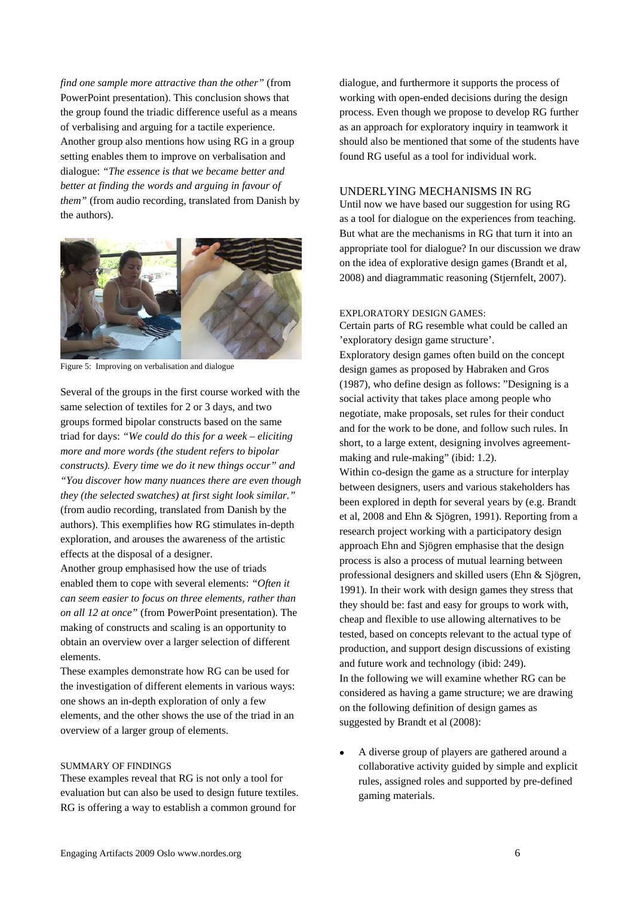*find one sample more attractive than the other"* (from PowerPoint presentation). This conclusion shows that the group found the triadic difference useful as a means of verbalising and arguing for a tactile experience. Another group also mentions how using RG in a group setting enables them to improve on verbalisation and dialogue: *"The essence is that we became better and better at finding the words and arguing in favour of them"* (from audio recording, translated from Danish by the authors).

Figure 5: Improving on verbalisation and dialogue

Several of the groups in the first course worked with the same selection of textiles for 2 or 3 days, and two groups formed bipolar constructs based on the same triad for days: *"We could do this for a week – eliciting more and more words (the student refers to bipolar constructs). Every time we do it new things occur" and "You discover how many nuances there are even though they (the selected swatches) at first sight look similar."* (from audio recording, translated from Danish by the authors). This exemplifies how RG stimulates in-depth exploration, and arouses the awareness of the artistic effects at the disposal of a designer.

Another group emphasised how the use of triads enabled them to cope with several elements: *"Often it can seem easier to focus on three elements, rather than on all 12 at once"* (from PowerPoint presentation). The making of constructs and scaling is an opportunity to obtain an overview over a larger selection of different elements.

These examples demonstrate how RG can be used for the investigation of different elements in various ways: one shows an in-depth exploration of only a few elements, and the other shows the use of the triad in an overview of a larger group of elements.

### SUMMARY OF FINDINGS

These examples reveal that RG is not only a tool for evaluation but can also be used to design future textiles. RG is offering a way to establish a common ground for dialogue, and furthermore it supports the process of working with open-ended decisions during the design process. Even though we propose to develop RG further as an approach for exploratory inquiry in teamwork it should also be mentioned that some of the students have found RG useful as a tool for individual work.

## UNDERLYING MECHANISMS IN RG

Until now we have based our suggestion for using RG as a tool for dialogue on the experiences from teaching. But what are the mechanisms in RG that turn it into an appropriate tool for dialogue? In our discussion we draw on the idea of explorative design games (Brandt et al, 2008) and diagrammatic reasoning (Stjernfelt, 2007).

### EXPLORATORY DESIGN GAMES:

Certain parts of RG resemble what could be called an 'exploratory design game structure'.

Exploratory design games often build on the concept design games as proposed by Habraken and Gros (1987), who define design as follows: "Designing is a social activity that takes place among people who negotiate, make proposals, set rules for their conduct and for the work to be done, and follow such rules. In short, to a large extent, designing involves agreement-making and rule-making" (ibid: 1.2).

Within co-design the game as a structure for interplay between designers, users and various stakeholders has been explored in depth for several years by (e.g. Brandt et al, 2008 and Ehn & Sjögren, 1991). Reporting from a research project working with a participatory design approach Ehn and Sjögren emphasise that the design process is also a process of mutual learning between professional designers and skilled users (Ehn & Sjögren, 1991). In their work with design games they stress that they should be: fast and easy for groups to work with, cheap and flexible to use allowing alternatives to be tested, based on concepts relevant to the actual type of production, and support design discussions of existing and future work and technology (ibid: 249).

In the following we will examine whether RG can be considered as having a game structure; we are drawing on the following definition of design games as suggested by Brandt et al (2008):

- A diverse group of players are gathered around a collaborative activity guided by simple and explicit rules, assigned roles and supported by pre-defined gaming materials.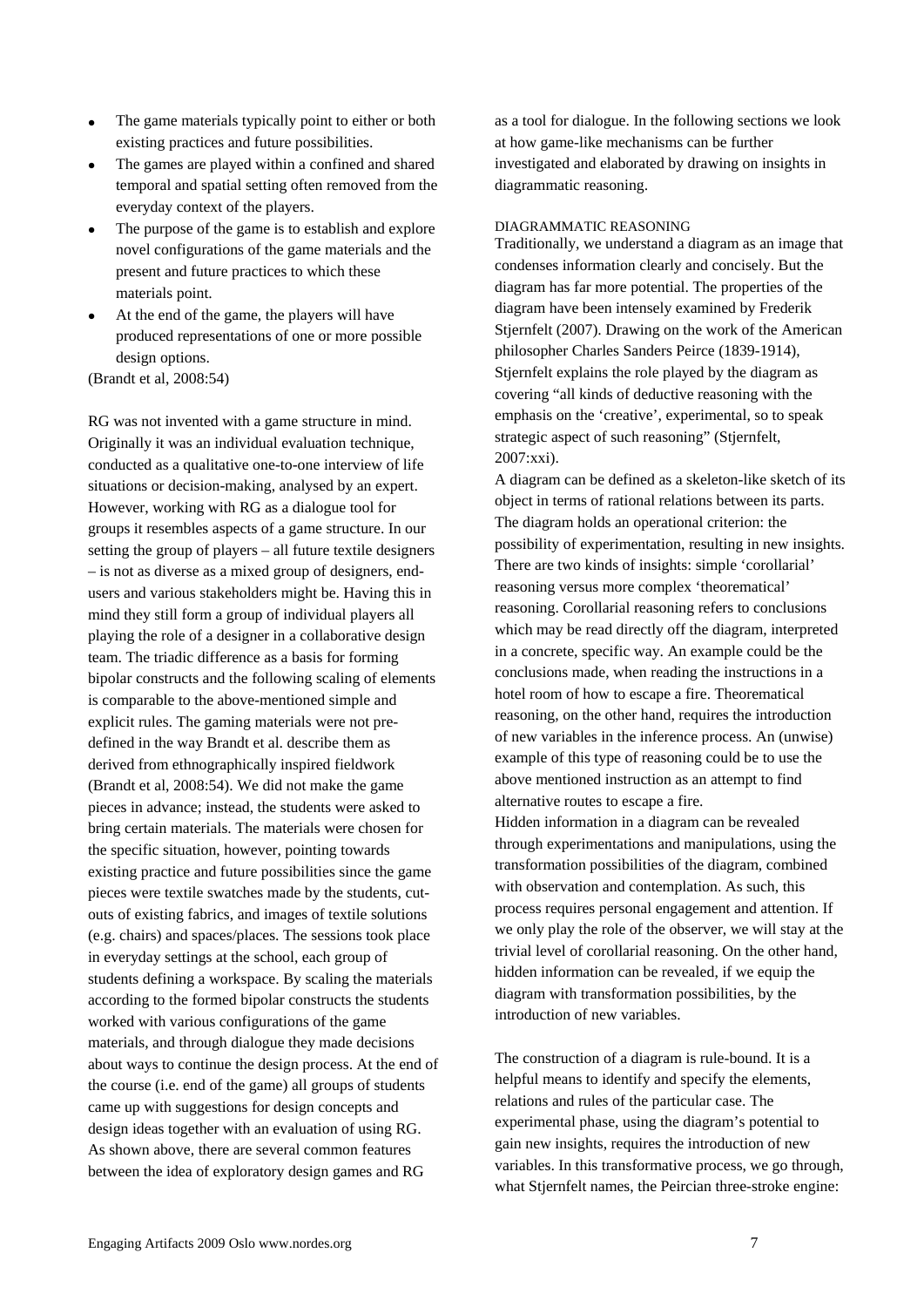- The game materials typically point to either or both existing practices and future possibilities.
- The games are played within a confined and shared temporal and spatial setting often removed from the everyday context of the players.
- The purpose of the game is to establish and explore novel configurations of the game materials and the present and future practices to which these materials point.
- At the end of the game, the players will have produced representations of one or more possible design options.

(Brandt et al, 2008:54)

RG was not invented with a game structure in mind. Originally it was an individual evaluation technique, conducted as a qualitative one-to-one interview of life situations or decision-making, analysed by an expert. However, working with RG as a dialogue tool for groups it resembles aspects of a game structure. In our setting the group of players – all future textile designers – is not as diverse as a mixed group of designers, end-users and various stakeholders might be. Having this in mind they still form a group of individual players all playing the role of a designer in a collaborative design team. The triadic difference as a basis for forming bipolar constructs and the following scaling of elements is comparable to the above-mentioned simple and explicit rules. The gaming materials were not pre-defined in the way Brandt et al. describe them as derived from ethnographically inspired fieldwork (Brandt et al, 2008:54). We did not make the game pieces in advance; instead, the students were asked to bring certain materials. The materials were chosen for the specific situation, however, pointing towards existing practice and future possibilities since the game pieces were textile swatches made by the students, cut-outs of existing fabrics, and images of textile solutions (e.g. chairs) and spaces/places. The sessions took place in everyday settings at the school, each group of students defining a workspace. By scaling the materials according to the formed bipolar constructs the students worked with various configurations of the game materials, and through dialogue they made decisions about ways to continue the design process. At the end of the course (i.e. end of the game) all groups of students came up with suggestions for design concepts and design ideas together with an evaluation of using RG. As shown above, there are several common features between the idea of exploratory design games and RG as a tool for dialogue. In the following sections we look at how game-like mechanisms can be further investigated and elaborated by drawing on insights in diagrammatic reasoning.

## DIAGRAMMATIC REASONING

Traditionally, we understand a diagram as an image that condenses information clearly and concisely. But the diagram has far more potential. The properties of the diagram have been intensely examined by Frederik Stjernfelt (2007). Drawing on the work of the American philosopher Charles Sanders Peirce (1839-1914), Stjernfelt explains the role played by the diagram as covering "all kinds of deductive reasoning with the emphasis on the 'creative', experimental, so to speak strategic aspect of such reasoning" (Stjernfelt, 2007:xxi).

A diagram can be defined as a skeleton-like sketch of its object in terms of rational relations between its parts. The diagram holds an operational criterion: the possibility of experimentation, resulting in new insights. There are two kinds of insights: simple 'corollarial' reasoning versus more complex 'theorematical' reasoning. Corollarial reasoning refers to conclusions which may be read directly off the diagram, interpreted in a concrete, specific way. An example could be the conclusions made, when reading the instructions in a hotel room of how to escape a fire. Theorematical reasoning, on the other hand, requires the introduction of new variables in the inference process. An (unwise) example of this type of reasoning could be to use the above mentioned instruction as an attempt to find alternative routes to escape a fire.

Hidden information in a diagram can be revealed through experimentations and manipulations, using the transformation possibilities of the diagram, combined with observation and contemplation. As such, this process requires personal engagement and attention. If we only play the role of the observer, we will stay at the trivial level of corollarial reasoning. On the other hand, hidden information can be revealed, if we equip the diagram with transformation possibilities, by the introduction of new variables.

The construction of a diagram is rule-bound. It is a helpful means to identify and specify the elements, relations and rules of the particular case. The experimental phase, using the diagram's potential to gain new insights, requires the introduction of new variables. In this transformative process, we go through, what Stjernfelt names, the Peircian three-stroke engine: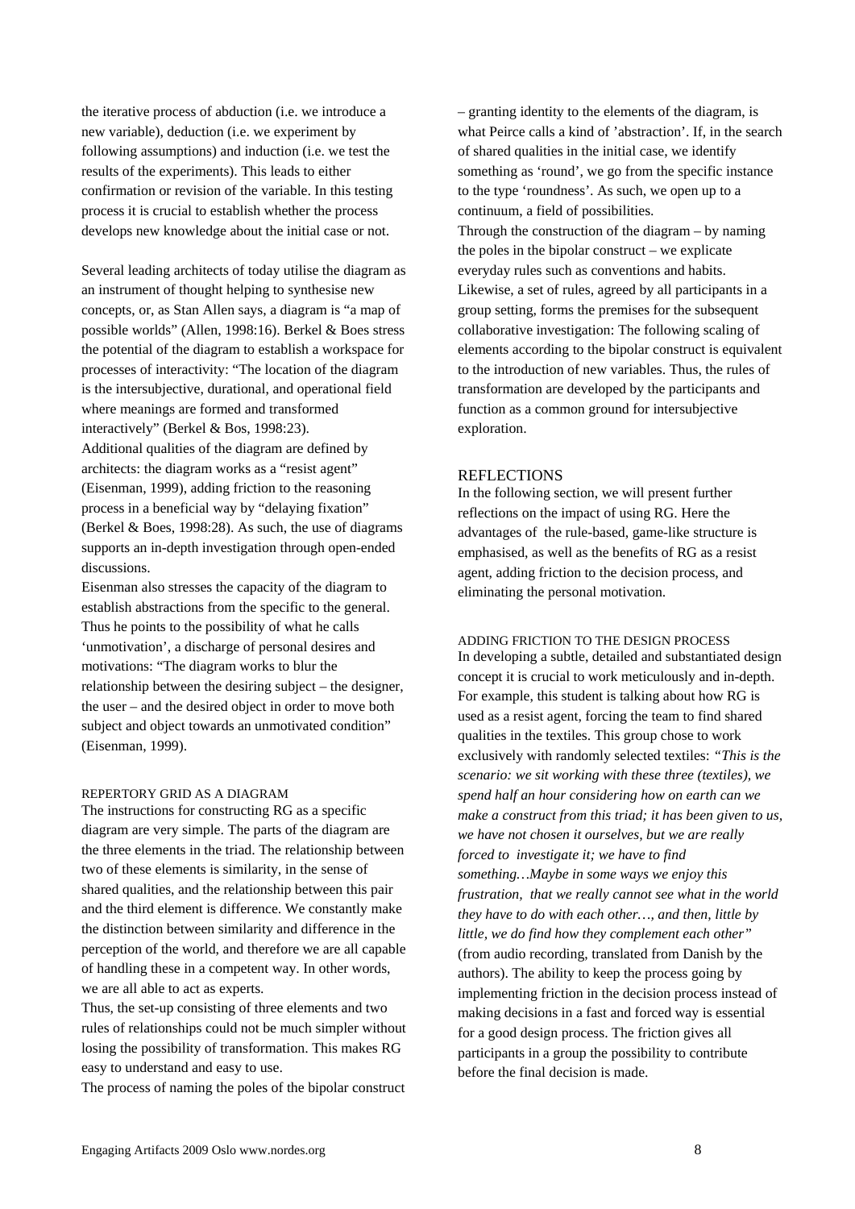the iterative process of abduction (i.e. we introduce a new variable), deduction (i.e. we experiment by following assumptions) and induction (i.e. we test the results of the experiments). This leads to either confirmation or revision of the variable. In this testing process it is crucial to establish whether the process develops new knowledge about the initial case or not.

Several leading architects of today utilise the diagram as an instrument of thought helping to synthesise new concepts, or, as Stan Allen says, a diagram is "a map of possible worlds" (Allen, 1998:16). Berkel & Boes stress the potential of the diagram to establish a workspace for processes of interactivity: "The location of the diagram is the intersubjective, durational, and operational field where meanings are formed and transformed interactively" (Berkel & Bos, 1998:23).
Additional qualities of the diagram are defined by architects: the diagram works as a "resist agent" (Eisenman, 1999), adding friction to the reasoning process in a beneficial way by "delaying fixation" (Berkel & Boes, 1998:28). As such, the use of diagrams supports an in-depth investigation through open-ended discussions.
Eisenman also stresses the capacity of the diagram to establish abstractions from the specific to the general. Thus he points to the possibility of what he calls 'unmotivation', a discharge of personal desires and motivations: "The diagram works to blur the relationship between the desiring subject – the designer, the user – and the desired object in order to move both subject and object towards an unmotivated condition" (Eisenman, 1999).

### REPERTORY GRID AS A DIAGRAM

The instructions for constructing RG as a specific diagram are very simple. The parts of the diagram are the three elements in the triad. The relationship between two of these elements is similarity, in the sense of shared qualities, and the relationship between this pair and the third element is difference. We constantly make the distinction between similarity and difference in the perception of the world, and therefore we are all capable of handling these in a competent way. In other words, we are all able to act as experts.
Thus, the set-up consisting of three elements and two rules of relationships could not be much simpler without losing the possibility of transformation. This makes RG easy to understand and easy to use.
The process of naming the poles of the bipolar construct – granting identity to the elements of the diagram, is what Peirce calls a kind of 'abstraction'. If, in the search of shared qualities in the initial case, we identify something as 'round', we go from the specific instance to the type 'roundness'. As such, we open up to a continuum, a field of possibilities.
Through the construction of the diagram – by naming the poles in the bipolar construct – we explicate everyday rules such as conventions and habits. Likewise, a set of rules, agreed by all participants in a group setting, forms the premises for the subsequent collaborative investigation: The following scaling of elements according to the bipolar construct is equivalent to the introduction of new variables. Thus, the rules of transformation are developed by the participants and function as a common ground for intersubjective exploration.

## REFLECTIONS

In the following section, we will present further reflections on the impact of using RG. Here the advantages of the rule-based, game-like structure is emphasised, as well as the benefits of RG as a resist agent, adding friction to the decision process, and eliminating the personal motivation.

### ADDING FRICTION TO THE DESIGN PROCESS

In developing a subtle, detailed and substantiated design concept it is crucial to work meticulously and in-depth. For example, this student is talking about how RG is used as a resist agent, forcing the team to find shared qualities in the textiles. This group chose to work exclusively with randomly selected textiles: *"This is the scenario: we sit working with these three (textiles), we spend half an hour considering how on earth can we make a construct from this triad; it has been given to us, we have not chosen it ourselves, but we are really forced to investigate it; we have to find something…Maybe in some ways we enjoy this frustration, that we really cannot see what in the world they have to do with each other…, and then, little by little, we do find how they complement each other"* (from audio recording, translated from Danish by the authors). The ability to keep the process going by implementing friction in the decision process instead of making decisions in a fast and forced way is essential for a good design process. The friction gives all participants in a group the possibility to contribute before the final decision is made.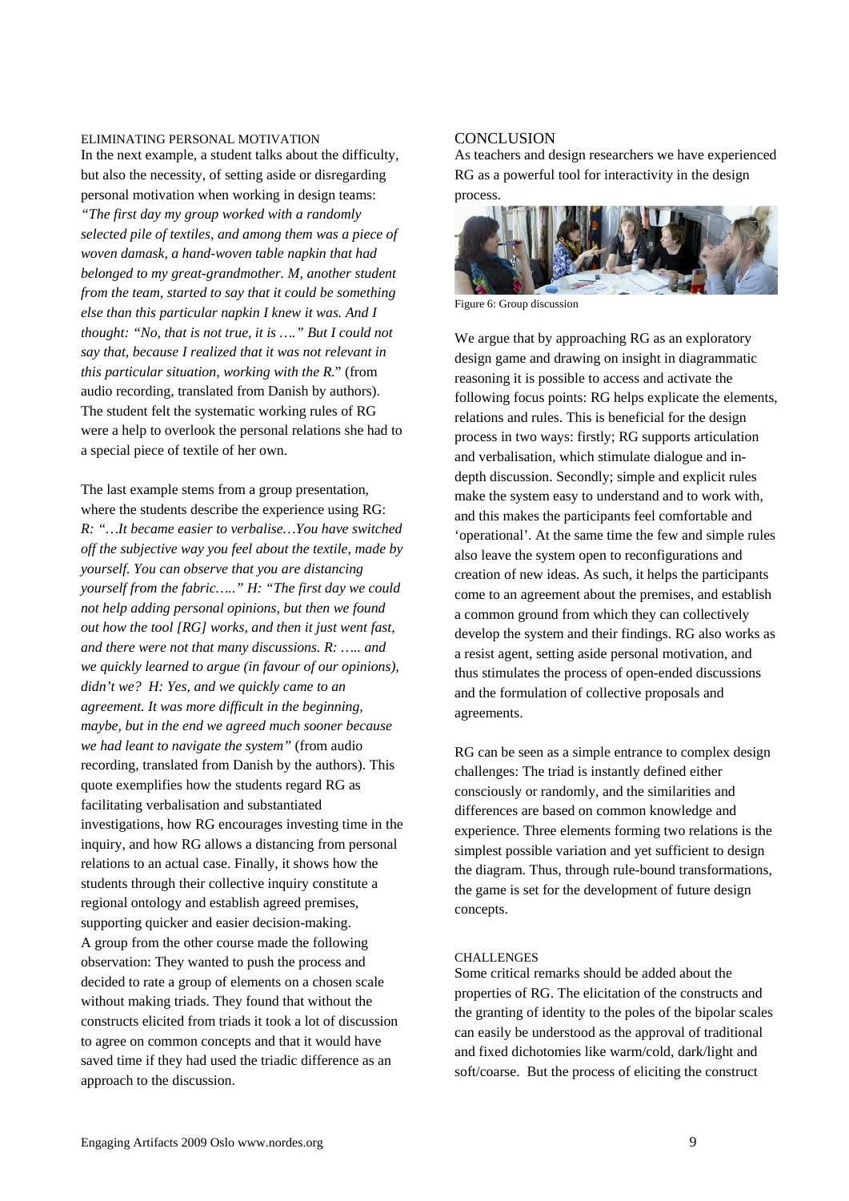#### ELIMINATING PERSONAL MOTIVATION

In the next example, a student talks about the difficulty, but also the necessity, of setting aside or disregarding personal motivation when working in design teams: *"The first day my group worked with a randomly selected pile of textiles, and among them was a piece of woven damask, a hand-woven table napkin that had belonged to my great-grandmother. M, another student from the team, started to say that it could be something else than this particular napkin I knew it was. And I thought: "No, that is not true, it is …." But I could not say that, because I realized that it was not relevant in this particular situation, working with the R.*" (from audio recording, translated from Danish by authors). The student felt the systematic working rules of RG were a help to overlook the personal relations she had to a special piece of textile of her own.

The last example stems from a group presentation, where the students describe the experience using RG: *R: "…It became easier to verbalise…You have switched off the subjective way you feel about the textile, made by yourself. You can observe that you are distancing yourself from the fabric….." H: "The first day we could not help adding personal opinions, but then we found out how the tool [RG] works, and then it just went fast, and there were not that many discussions. R: ….. and we quickly learned to argue (in favour of our opinions), didn't we? H: Yes, and we quickly came to an agreement. It was more difficult in the beginning, maybe, but in the end we agreed much sooner because we had leant to navigate the system"* (from audio recording, translated from Danish by the authors). This quote exemplifies how the students regard RG as facilitating verbalisation and substantiated investigations, how RG encourages investing time in the inquiry, and how RG allows a distancing from personal relations to an actual case. Finally, it shows how the students through their collective inquiry constitute a regional ontology and establish agreed premises, supporting quicker and easier decision-making.
A group from the other course made the following observation: They wanted to push the process and decided to rate a group of elements on a chosen scale without making triads. They found that without the constructs elicited from triads it took a lot of discussion to agree on common concepts and that it would have saved time if they had used the triadic difference as an approach to the discussion.

## CONCLUSION

As teachers and design researchers we have experienced RG as a powerful tool for interactivity in the design process.

Figure 6: Group discussion

We argue that by approaching RG as an exploratory design game and drawing on insight in diagrammatic reasoning it is possible to access and activate the following focus points: RG helps explicate the elements, relations and rules. This is beneficial for the design process in two ways: firstly; RG supports articulation and verbalisation, which stimulate dialogue and in-depth discussion. Secondly; simple and explicit rules make the system easy to understand and to work with, and this makes the participants feel comfortable and 'operational'. At the same time the few and simple rules also leave the system open to reconfigurations and creation of new ideas. As such, it helps the participants come to an agreement about the premises, and establish a common ground from which they can collectively develop the system and their findings. RG also works as a resist agent, setting aside personal motivation, and thus stimulates the process of open-ended discussions and the formulation of collective proposals and agreements.

RG can be seen as a simple entrance to complex design challenges: The triad is instantly defined either consciously or randomly, and the similarities and differences are based on common knowledge and experience. Three elements forming two relations is the simplest possible variation and yet sufficient to design the diagram. Thus, through rule-bound transformations, the game is set for the development of future design concepts.

#### CHALLENGES

Some critical remarks should be added about the properties of RG. The elicitation of the constructs and the granting of identity to the poles of the bipolar scales can easily be understood as the approval of traditional and fixed dichotomies like warm/cold, dark/light and soft/coarse. But the process of eliciting the construct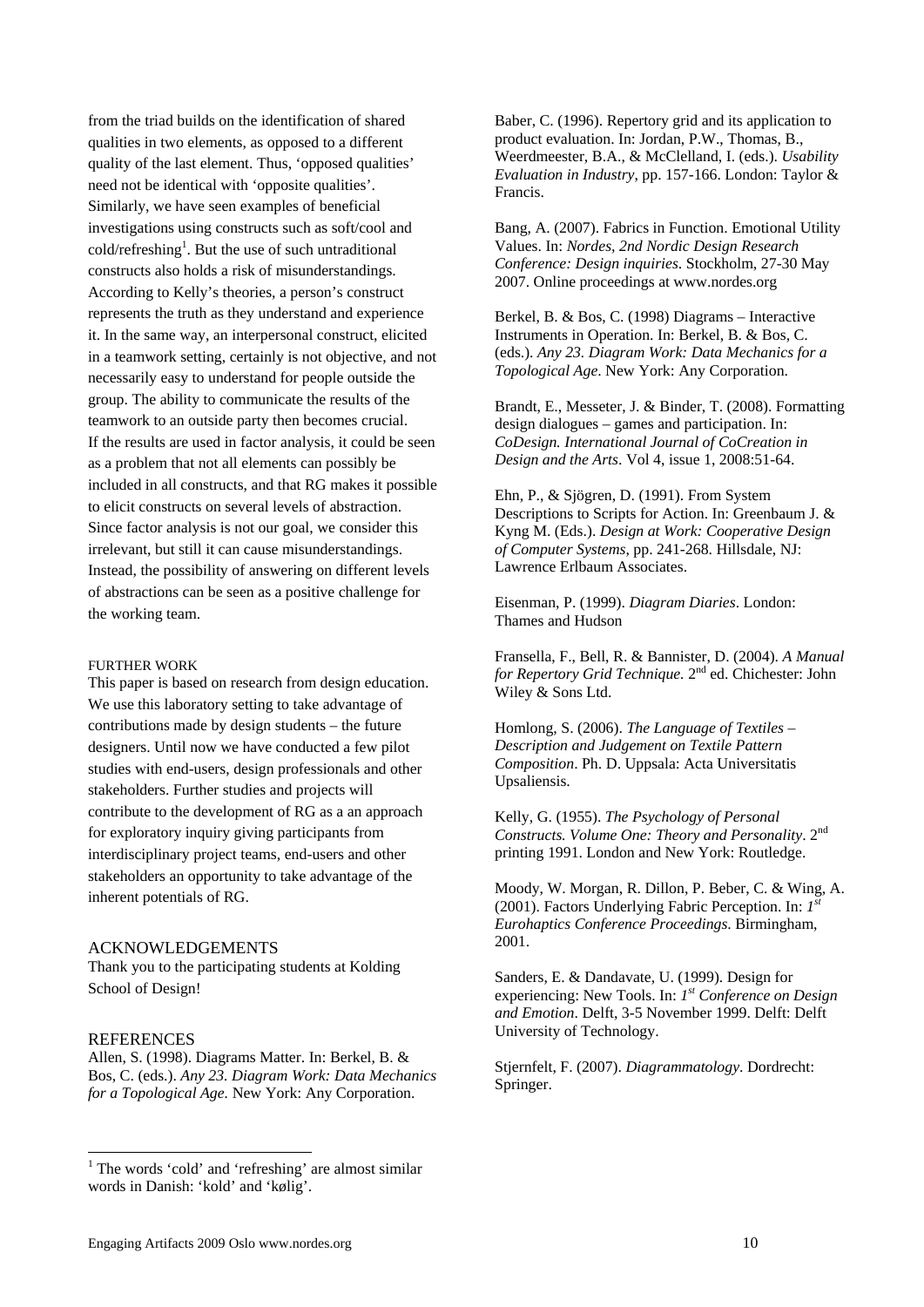from the triad builds on the identification of shared qualities in two elements, as opposed to a different quality of the last element. Thus, 'opposed qualities' need not be identical with 'opposite qualities'. Similarly, we have seen examples of beneficial investigations using constructs such as soft/cool and cold/refreshing[1]. But the use of such untraditional constructs also holds a risk of misunderstandings. According to Kelly's theories, a person's construct represents the truth as they understand and experience it. In the same way, an interpersonal construct, elicited in a teamwork setting, certainly is not objective, and not necessarily easy to understand for people outside the group. The ability to communicate the results of the teamwork to an outside party then becomes crucial. If the results are used in factor analysis, it could be seen as a problem that not all elements can possibly be included in all constructs, and that RG makes it possible to elicit constructs on several levels of abstraction. Since factor analysis is not our goal, we consider this irrelevant, but still it can cause misunderstandings. Instead, the possibility of answering on different levels of abstractions can be seen as a positive challenge for the working team.

## FURTHER WORK

This paper is based on research from design education. We use this laboratory setting to take advantage of contributions made by design students – the future designers. Until now we have conducted a few pilot studies with end-users, design professionals and other stakeholders. Further studies and projects will contribute to the development of RG as a an approach for exploratory inquiry giving participants from interdisciplinary project teams, end-users and other stakeholders an opportunity to take advantage of the inherent potentials of RG.

## ACKNOWLEDGEMENTS

Thank you to the participating students at Kolding School of Design!

## REFERENCES

Allen, S. (1998). Diagrams Matter. In: Berkel, B. & Bos, C. (eds.). *Any 23. Diagram Work: Data Mechanics for a Topological Age.* New York: Any Corporation.

Baber, C. (1996). Repertory grid and its application to product evaluation. In: Jordan, P.W., Thomas, B., Weerdmeester, B.A., & McClelland, I. (eds.). *Usability Evaluation in Industry*, pp. 157-166. London: Taylor & Francis.

Bang, A. (2007). Fabrics in Function. Emotional Utility Values. In: *Nordes, 2nd Nordic Design Research Conference: Design inquiries*. Stockholm, 27-30 May 2007. Online proceedings at www.nordes.org

Berkel, B. & Bos, C. (1998) Diagrams – Interactive Instruments in Operation. In: Berkel, B. & Bos, C. (eds.). *Any 23. Diagram Work: Data Mechanics for a Topological Age*. New York: Any Corporation.

Brandt, E., Messeter, J. & Binder, T. (2008). Formatting design dialogues – games and participation. In: *CoDesign. International Journal of CoCreation in Design and the Arts*. Vol 4, issue 1, 2008:51-64.

Ehn, P., & Sjögren, D. (1991). From System Descriptions to Scripts for Action. In: Greenbaum J. & Kyng M. (Eds.). *Design at Work: Cooperative Design of Computer Systems*, pp. 241-268. Hillsdale, NJ: Lawrence Erlbaum Associates.

Eisenman, P. (1999). *Diagram Diaries*. London: Thames and Hudson

Fransella, F., Bell, R. & Bannister, D. (2004). *A Manual for Repertory Grid Technique.* 2nd ed. Chichester: John Wiley & Sons Ltd.

Homlong, S. (2006). *The Language of Textiles – Description and Judgement on Textile Pattern Composition*. Ph. D. Uppsala: Acta Universitatis Upsaliensis.

Kelly, G. (1955). *The Psychology of Personal Constructs. Volume One: Theory and Personality*. 2nd printing 1991. London and New York: Routledge.

Moody, W. Morgan, R. Dillon, P. Beber, C. & Wing, A. (2001). Factors Underlying Fabric Perception. In: *1st Eurohaptics Conference Proceedings*. Birmingham, 2001.

Sanders, E. & Dandavate, U. (1999). Design for experiencing: New Tools. In: *1st Conference on Design and Emotion*. Delft, 3-5 November 1999. Delft: Delft University of Technology.

Stjernfelt, F. (2007). *Diagrammatology*. Dordrecht: Springer.

[1] The words 'cold' and 'refreshing' are almost similar words in Danish: 'kold' and 'kølig'.